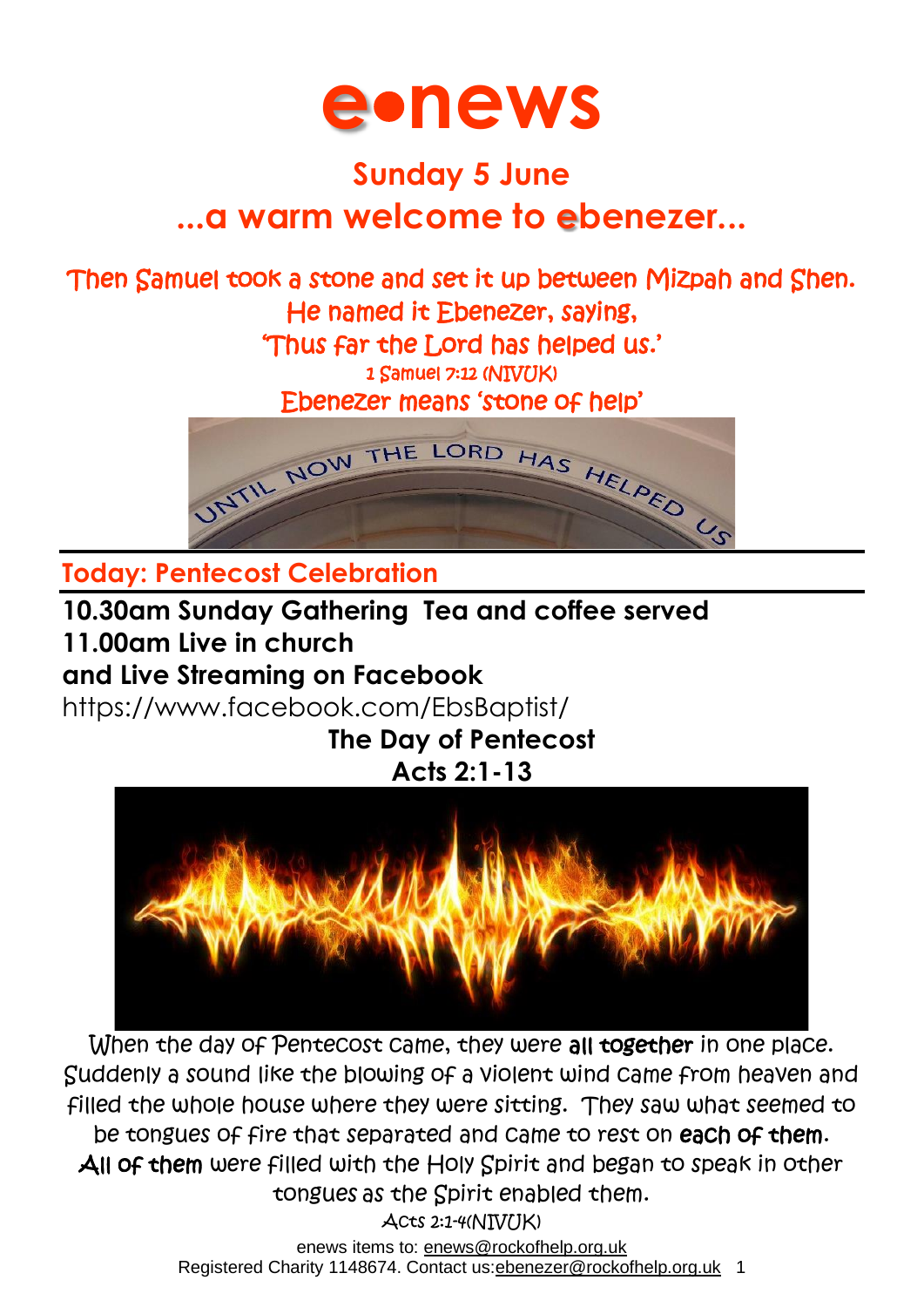# e•news

## Sunday 5 June

## ...a warm welcome to ebenezer...

Then Samuel took a stone and set it up between Mizpah and Shen.
He named it Ebenezer, saying,
'Thus far the Lord has helped us.'
1 Samuel 7:12 (NIVUK)
Ebenezer means 'stone of help'

### Today: Pentecost Celebration

**10.30am Sunday Gathering Tea and coffee served**
**11.00am Live in church**
**and Live Streaming on Facebook**
https://www.facebook.com/EbsBaptist/

**The Day of Pentecost**
**Acts 2:1-13**

When the day of Pentecost came, they were **all together** in one place. Suddenly a sound like the blowing of a violent wind came from heaven and filled the whole house where they were sitting. They saw what seemed to be tongues of fire that separated and came to rest on **each of them**. **All of them** were filled with the Holy Spirit and began to speak in other tongues as the Spirit enabled them.
Acts 2:1-4(NIVUK)

enews items to: enews@rockofhelp.org.uk
Registered Charity 1148674. Contact us:ebenezer@rockofhelp.org.uk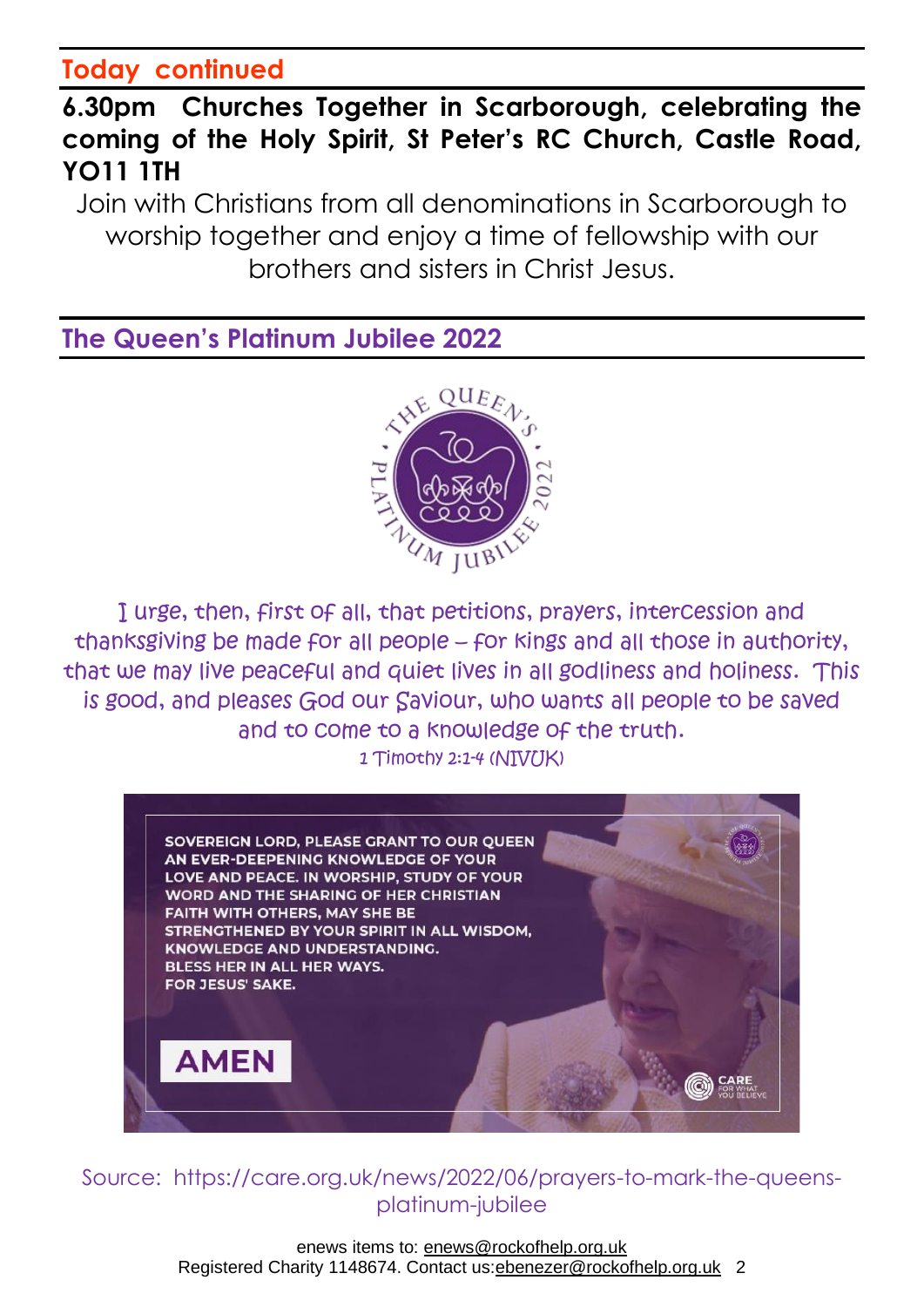## Today continued

**6.30pm Churches Together in Scarborough, celebrating the coming of the Holy Spirit, St Peter's RC Church, Castle Road, YO11 1TH**

Join with Christians from all denominations in Scarborough to worship together and enjoy a time of fellowship with our brothers and sisters in Christ Jesus.

## The Queen's Platinum Jubilee 2022

I urge, then, first of all, that petitions, prayers, intercession and thanksgiving be made for all people – for kings and all those in authority, that we may live peaceful and quiet lives in all godliness and holiness. This is good, and pleases God our Saviour, who wants all people to be saved and to come to a knowledge of the truth.

1 Timothy 2:1-4 (NIVUK)

SOVEREIGN LORD, PLEASE GRANT TO OUR QUEEN AN EVER-DEEPENING KNOWLEDGE OF YOUR LOVE AND PEACE. IN WORSHIP, STUDY OF YOUR WORD AND THE SHARING OF HER CHRISTIAN FAITH WITH OTHERS, MAY SHE BE STRENGTHENED BY YOUR SPIRIT IN ALL WISDOM, KNOWLEDGE AND UNDERSTANDING.
BLESS HER IN ALL HER WAYS.
FOR JESUS' SAKE.

AMEN

Source: https://care.org.uk/news/2022/06/prayers-to-mark-the-queens-platinum-jubilee

enews items to: enews@rockofhelp.org.uk
Registered Charity 1148674. Contact us: ebenezer@rockofhelp.org.uk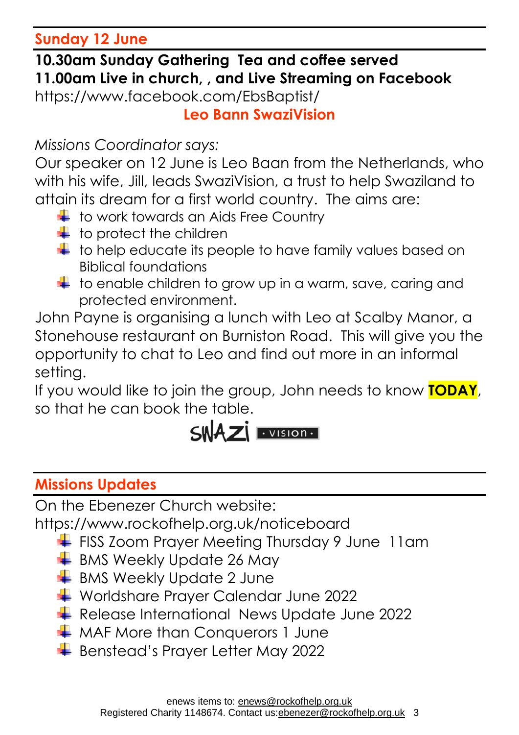## Sunday 12 June

**10.30am Sunday Gathering  Tea and coffee served**
**11.00am Live in church, , and Live Streaming on Facebook**
https://www.facebook.com/EbsBaptist/

**Leo Bann SwaziVision**

*Missions Coordinator says:*
Our speaker on 12 June is Leo Baan from the Netherlands, who with his wife, Jill, leads SwaziVision, a trust to help Swaziland to attain its dream for a first world country.  The aims are:

- to work towards an Aids Free Country
- to protect the children
- to help educate its people to have family values based on Biblical foundations
- to enable children to grow up in a warm, save, caring and protected environment.

John Payne is organising a lunch with Leo at Scalby Manor, a Stonehouse restaurant on Burniston Road.  This will give you the opportunity to chat to Leo and find out more in an informal setting.
If you would like to join the group, John needs to know **TODAY**, so that he can book the table.

SWAZI · VISION ·

## Missions Updates

On the Ebenezer Church website:
https://www.rockofhelp.org.uk/noticeboard

- FISS Zoom Prayer Meeting Thursday 9 June  11am
- BMS Weekly Update 26 May
- BMS Weekly Update 2 June
- Worldshare Prayer Calendar June 2022
- Release International  News Update June 2022
- MAF More than Conquerors 1 June
- Benstead's Prayer Letter May 2022

enews items to: enews@rockofhelp.org.uk
Registered Charity 1148674. Contact us:ebenezer@rockofhelp.org.uk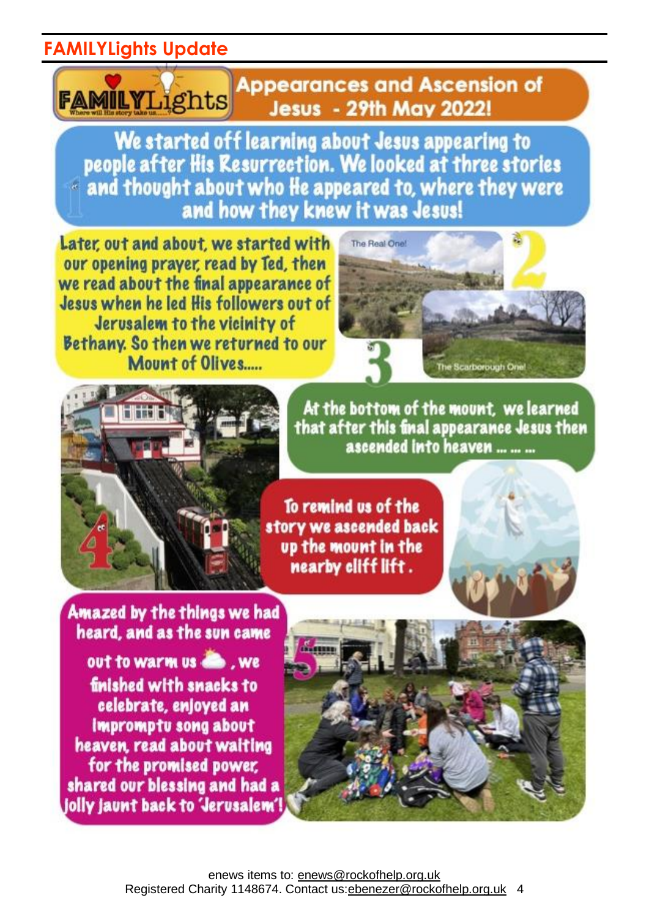## FAMILYLights Update

FAMILYLights — Where will His story take us.....

### Appearances and Ascension of Jesus - 29th May 2022!

We started off learning about Jesus appearing to people after His Resurrection. We looked at three stories and thought about who He appeared to, where they were and how they knew it was Jesus!

Later, out and about, we started with our opening prayer, read by Ted, then we read about the final appearance of Jesus when he led His followers out of Jerusalem to the vicinity of Bethany. So then we returned to our Mount of Olives.....

The Real One!

The Scarborough One!

At the bottom of the mount, we learned that after this final appearance Jesus then ascended into heaven ... ... ...

To remind us of the story we ascended back up the mount in the nearby cliff lift.

Amazed by the things we had heard, and as the sun came out to warm us, we finished with snacks to celebrate, enjoyed an impromptu song about heaven, read about waiting for the promised power, shared our blessing and had a jolly jaunt back to 'Jerusalem'!

enews items to: enews@rockofhelp.org.uk

Registered Charity 1148674. Contact us: ebenezer@rockofhelp.org.uk